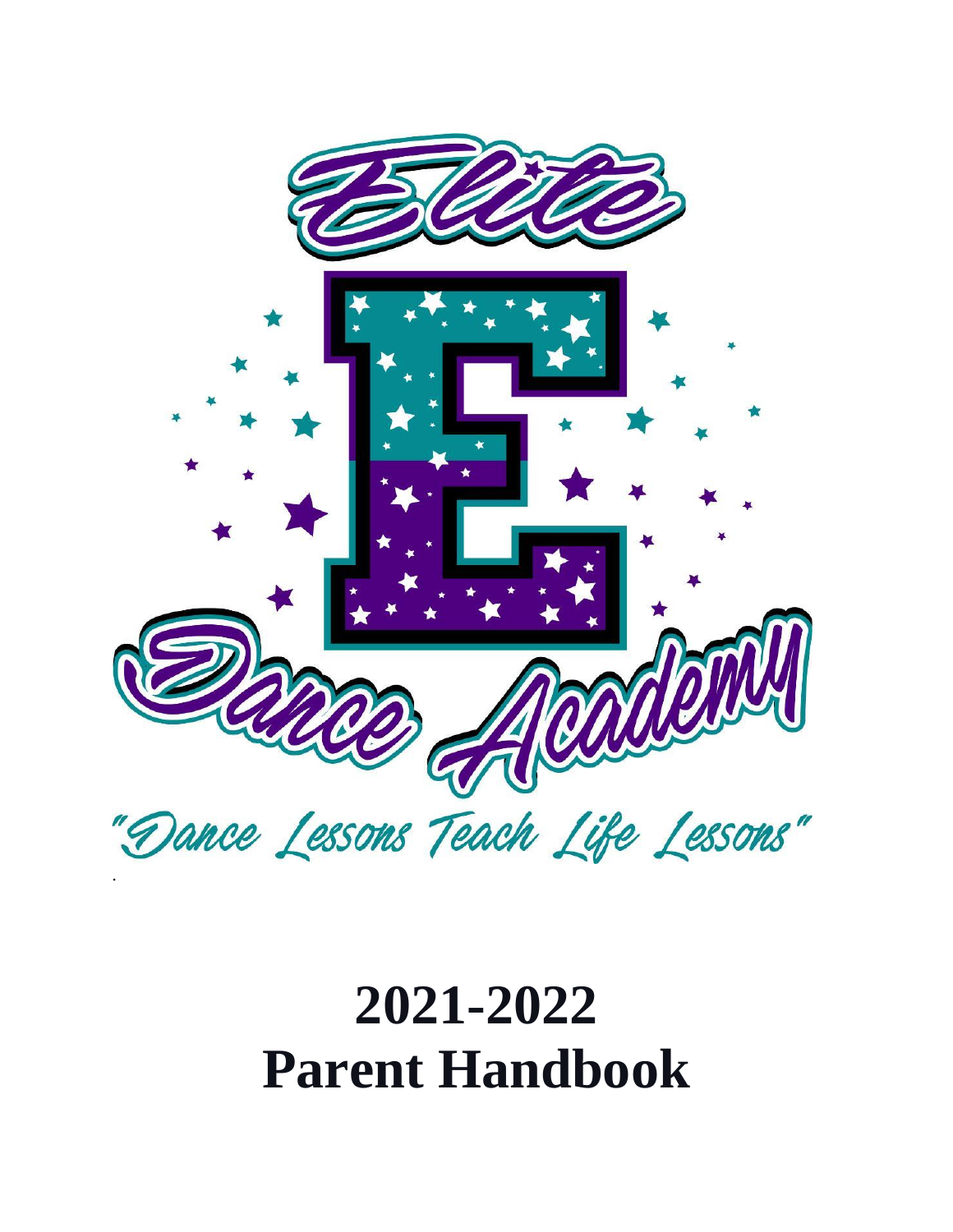Elite Dance Academy

"Dance Lessons Teach Life Lessons"

# 2021-2022
# Parent Handbook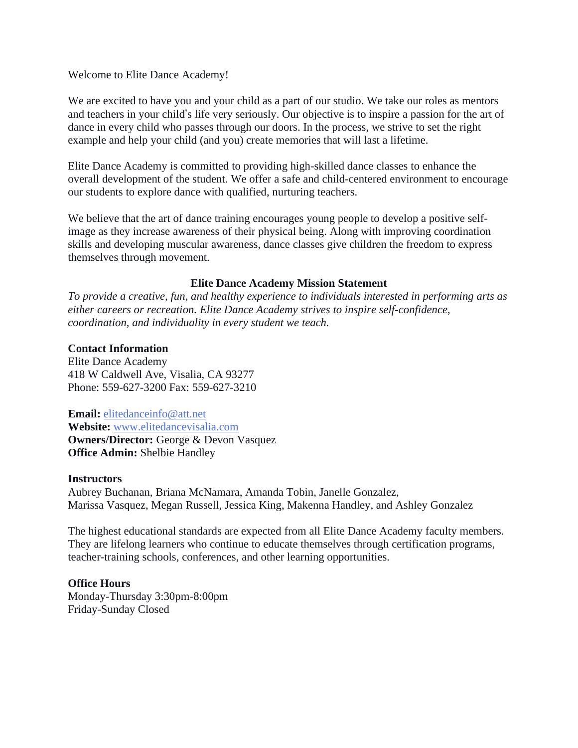Welcome to Elite Dance Academy!

We are excited to have you and your child as a part of our studio. We take our roles as mentors and teachers in your child's life very seriously. Our objective is to inspire a passion for the art of dance in every child who passes through our doors. In the process, we strive to set the right example and help your child (and you) create memories that will last a lifetime.

Elite Dance Academy is committed to providing high-skilled dance classes to enhance the overall development of the student. We offer a safe and child-centered environment to encourage our students to explore dance with qualified, nurturing teachers.

We believe that the art of dance training encourages young people to develop a positive self-image as they increase awareness of their physical being. Along with improving coordination skills and developing muscular awareness, dance classes give children the freedom to express themselves through movement.

**Elite Dance Academy Mission Statement**

*To provide a creative, fun, and healthy experience to individuals interested in performing arts as either careers or recreation. Elite Dance Academy strives to inspire self-confidence, coordination, and individuality in every student we teach.*

**Contact Information**
Elite Dance Academy
418 W Caldwell Ave, Visalia, CA 93277
Phone: 559-627-3200 Fax: 559-627-3210

**Email:** elitedanceinfo@att.net
**Website:** www.elitedancevisalia.com
**Owners/Director:** George & Devon Vasquez
**Office Admin:** Shelbie Handley

**Instructors**
Aubrey Buchanan, Briana McNamara, Amanda Tobin, Janelle Gonzalez, Marissa Vasquez, Megan Russell, Jessica King, Makenna Handley, and Ashley Gonzalez

The highest educational standards are expected from all Elite Dance Academy faculty members. They are lifelong learners who continue to educate themselves through certification programs, teacher-training schools, conferences, and other learning opportunities.

**Office Hours**
Monday-Thursday 3:30pm-8:00pm
Friday-Sunday Closed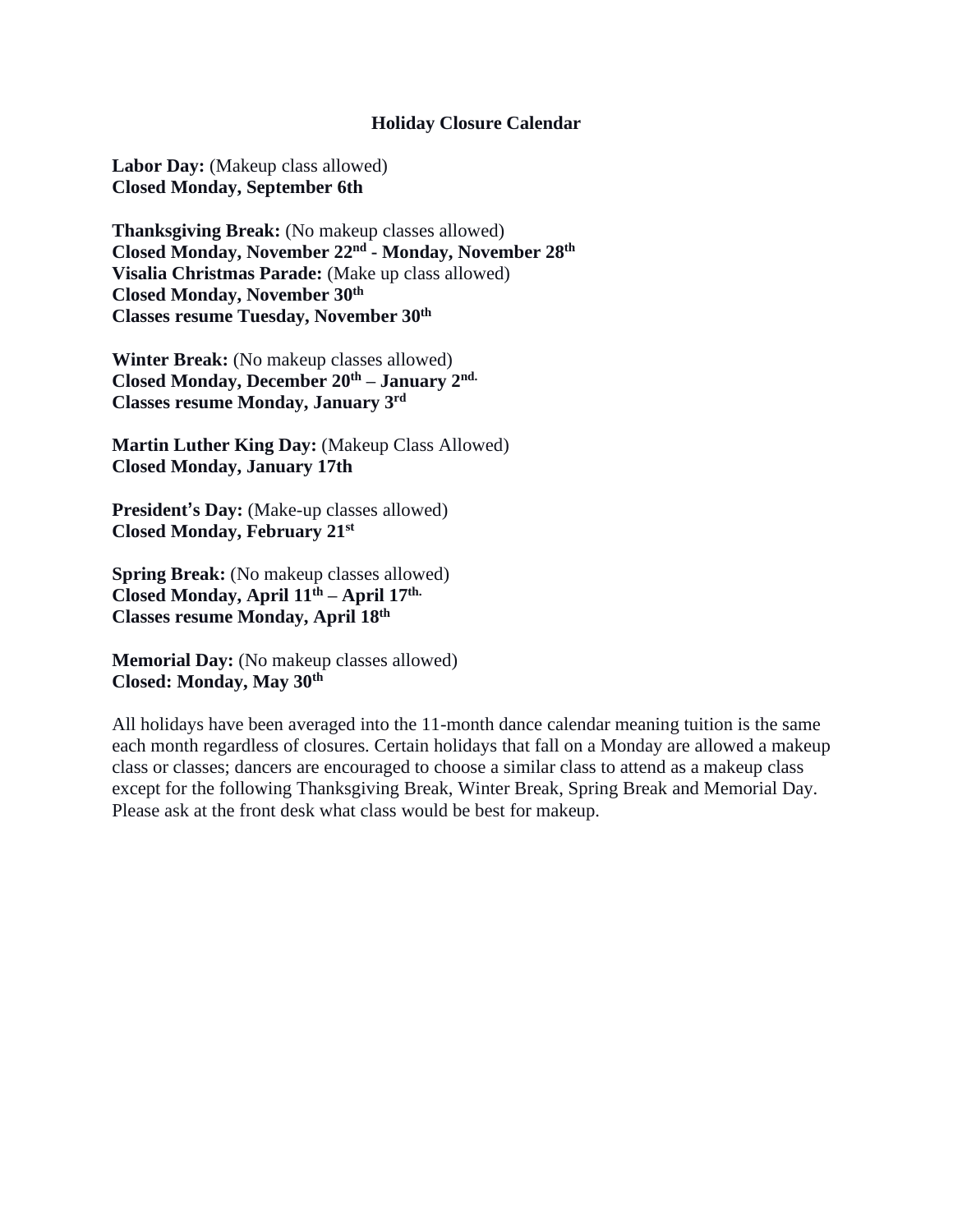**Holiday Closure Calendar**

**Labor Day:** (Makeup class allowed)
**Closed Monday, September 6th**

**Thanksgiving Break:** (No makeup classes allowed)
**Closed Monday, November 22nd - Monday, November 28th**
**Visalia Christmas Parade:** (Make up class allowed)
**Closed Monday, November 30th**
**Classes resume Tuesday, November 30th**

**Winter Break:** (No makeup classes allowed)
**Closed Monday, December 20th – January 2nd.**
**Classes resume Monday, January 3rd**

**Martin Luther King Day:** (Makeup Class Allowed)
**Closed Monday, January 17th**

**President's Day:** (Make-up classes allowed)
**Closed Monday, February 21st**

**Spring Break:** (No makeup classes allowed)
**Closed Monday, April 11th – April 17th.**
**Classes resume Monday, April 18th**

**Memorial Day:** (No makeup classes allowed)
**Closed: Monday, May 30th**

All holidays have been averaged into the 11-month dance calendar meaning tuition is the same each month regardless of closures. Certain holidays that fall on a Monday are allowed a makeup class or classes; dancers are encouraged to choose a similar class to attend as a makeup class except for the following Thanksgiving Break, Winter Break, Spring Break and Memorial Day. Please ask at the front desk what class would be best for makeup.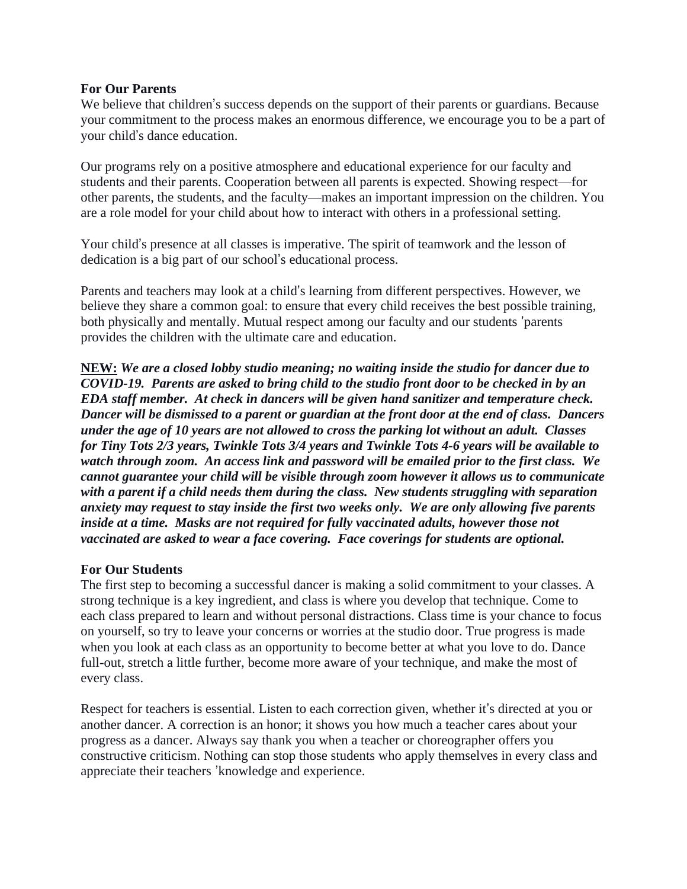**For Our Parents**

We believe that children's success depends on the support of their parents or guardians. Because your commitment to the process makes an enormous difference, we encourage you to be a part of your child's dance education.

Our programs rely on a positive atmosphere and educational experience for our faculty and students and their parents. Cooperation between all parents is expected. Showing respect—for other parents, the students, and the faculty—makes an important impression on the children. You are a role model for your child about how to interact with others in a professional setting.

Your child's presence at all classes is imperative. The spirit of teamwork and the lesson of dedication is a big part of our school's educational process.

Parents and teachers may look at a child's learning from different perspectives. However, we believe they share a common goal: to ensure that every child receives the best possible training, both physically and mentally. Mutual respect among our faculty and our students 'parents provides the children with the ultimate care and education.

**NEW:** ***We are a closed lobby studio meaning; no waiting inside the studio for dancer due to COVID-19. Parents are asked to bring child to the studio front door to be checked in by an EDA staff member. At check in dancers will be given hand sanitizer and temperature check. Dancer will be dismissed to a parent or guardian at the front door at the end of class. Dancers under the age of 10 years are not allowed to cross the parking lot without an adult. Classes for Tiny Tots 2/3 years, Twinkle Tots 3/4 years and Twinkle Tots 4-6 years will be available to watch through zoom. An access link and password will be emailed prior to the first class. We cannot guarantee your child will be visible through zoom however it allows us to communicate with a parent if a child needs them during the class. New students struggling with separation anxiety may request to stay inside the first two weeks only. We are only allowing five parents inside at a time. Masks are not required for fully vaccinated adults, however those not vaccinated are asked to wear a face covering. Face coverings for students are optional.***

**For Our Students**

The first step to becoming a successful dancer is making a solid commitment to your classes. A strong technique is a key ingredient, and class is where you develop that technique. Come to each class prepared to learn and without personal distractions. Class time is your chance to focus on yourself, so try to leave your concerns or worries at the studio door. True progress is made when you look at each class as an opportunity to become better at what you love to do. Dance full-out, stretch a little further, become more aware of your technique, and make the most of every class.

Respect for teachers is essential. Listen to each correction given, whether it's directed at you or another dancer. A correction is an honor; it shows you how much a teacher cares about your progress as a dancer. Always say thank you when a teacher or choreographer offers you constructive criticism. Nothing can stop those students who apply themselves in every class and appreciate their teachers 'knowledge and experience.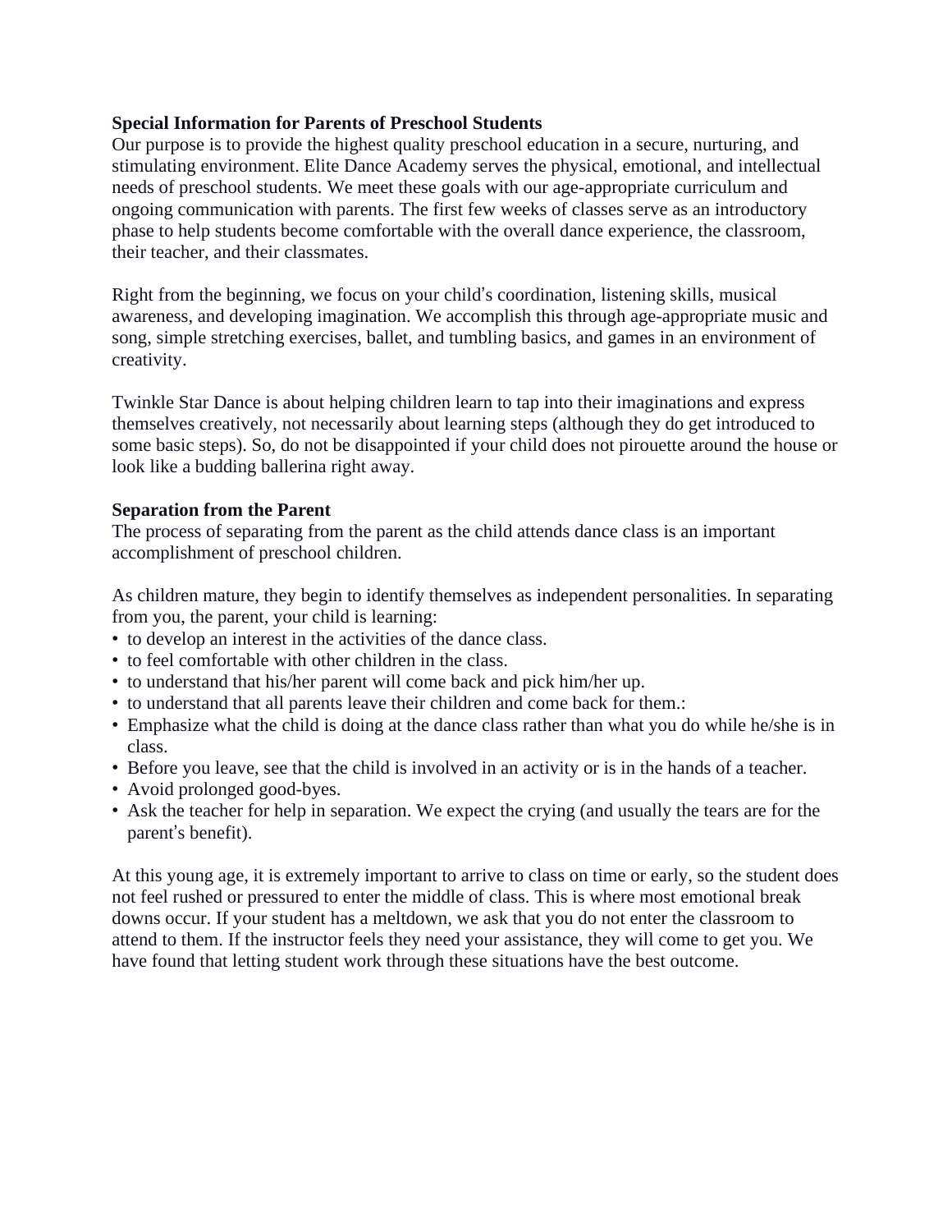**Special Information for Parents of Preschool Students**

Our purpose is to provide the highest quality preschool education in a secure, nurturing, and stimulating environment. Elite Dance Academy serves the physical, emotional, and intellectual needs of preschool students. We meet these goals with our age-appropriate curriculum and ongoing communication with parents. The first few weeks of classes serve as an introductory phase to help students become comfortable with the overall dance experience, the classroom, their teacher, and their classmates.

Right from the beginning, we focus on your child's coordination, listening skills, musical awareness, and developing imagination. We accomplish this through age-appropriate music and song, simple stretching exercises, ballet, and tumbling basics, and games in an environment of creativity.

Twinkle Star Dance is about helping children learn to tap into their imaginations and express themselves creatively, not necessarily about learning steps (although they do get introduced to some basic steps). So, do not be disappointed if your child does not pirouette around the house or look like a budding ballerina right away.

**Separation from the Parent**

The process of separating from the parent as the child attends dance class is an important accomplishment of preschool children.

As children mature, they begin to identify themselves as independent personalities. In separating from you, the parent, your child is learning:

- to develop an interest in the activities of the dance class.
- to feel comfortable with other children in the class.
- to understand that his/her parent will come back and pick him/her up.
- to understand that all parents leave their children and come back for them.:
- Emphasize what the child is doing at the dance class rather than what you do while he/she is in class.
- Before you leave, see that the child is involved in an activity or is in the hands of a teacher.
- Avoid prolonged good-byes.
- Ask the teacher for help in separation. We expect the crying (and usually the tears are for the parent's benefit).

At this young age, it is extremely important to arrive to class on time or early, so the student does not feel rushed or pressured to enter the middle of class. This is where most emotional break downs occur. If your student has a meltdown, we ask that you do not enter the classroom to attend to them. If the instructor feels they need your assistance, they will come to get you. We have found that letting student work through these situations have the best outcome.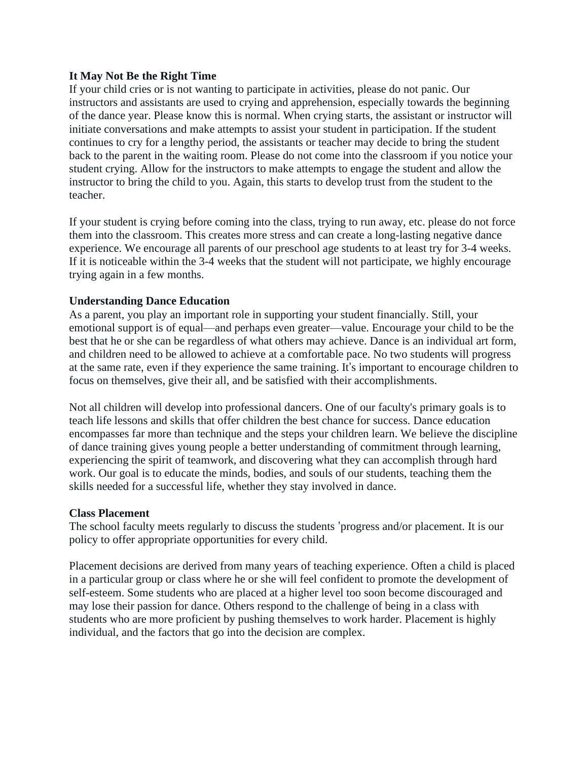**It May Not Be the Right Time**

If your child cries or is not wanting to participate in activities, please do not panic. Our instructors and assistants are used to crying and apprehension, especially towards the beginning of the dance year. Please know this is normal. When crying starts, the assistant or instructor will initiate conversations and make attempts to assist your student in participation. If the student continues to cry for a lengthy period, the assistants or teacher may decide to bring the student back to the parent in the waiting room. Please do not come into the classroom if you notice your student crying. Allow for the instructors to make attempts to engage the student and allow the instructor to bring the child to you. Again, this starts to develop trust from the student to the teacher.

If your student is crying before coming into the class, trying to run away, etc. please do not force them into the classroom. This creates more stress and can create a long-lasting negative dance experience. We encourage all parents of our preschool age students to at least try for 3-4 weeks. If it is noticeable within the 3-4 weeks that the student will not participate, we highly encourage trying again in a few months.

**Understanding Dance Education**

As a parent, you play an important role in supporting your student financially. Still, your emotional support is of equal—and perhaps even greater—value. Encourage your child to be the best that he or she can be regardless of what others may achieve. Dance is an individual art form, and children need to be allowed to achieve at a comfortable pace. No two students will progress at the same rate, even if they experience the same training. It's important to encourage children to focus on themselves, give their all, and be satisfied with their accomplishments.

Not all children will develop into professional dancers. One of our faculty's primary goals is to teach life lessons and skills that offer children the best chance for success. Dance education encompasses far more than technique and the steps your children learn. We believe the discipline of dance training gives young people a better understanding of commitment through learning, experiencing the spirit of teamwork, and discovering what they can accomplish through hard work. Our goal is to educate the minds, bodies, and souls of our students, teaching them the skills needed for a successful life, whether they stay involved in dance.

**Class Placement**

The school faculty meets regularly to discuss the students 'progress and/or placement. It is our policy to offer appropriate opportunities for every child.

Placement decisions are derived from many years of teaching experience. Often a child is placed in a particular group or class where he or she will feel confident to promote the development of self-esteem. Some students who are placed at a higher level too soon become discouraged and may lose their passion for dance. Others respond to the challenge of being in a class with students who are more proficient by pushing themselves to work harder. Placement is highly individual, and the factors that go into the decision are complex.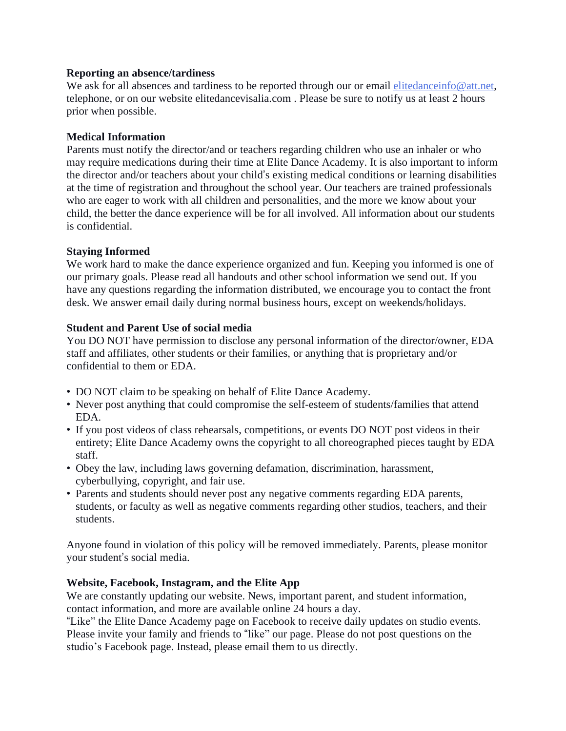**Reporting an absence/tardiness**

We ask for all absences and tardiness to be reported through our or email elitedanceinfo@att.net, telephone, or on our website elitedancevisalia.com . Please be sure to notify us at least 2 hours prior when possible.

**Medical Information**

Parents must notify the director/and or teachers regarding children who use an inhaler or who may require medications during their time at Elite Dance Academy. It is also important to inform the director and/or teachers about your child's existing medical conditions or learning disabilities at the time of registration and throughout the school year. Our teachers are trained professionals who are eager to work with all children and personalities, and the more we know about your child, the better the dance experience will be for all involved. All information about our students is confidential.

**Staying Informed**

We work hard to make the dance experience organized and fun. Keeping you informed is one of our primary goals. Please read all handouts and other school information we send out. If you have any questions regarding the information distributed, we encourage you to contact the front desk. We answer email daily during normal business hours, except on weekends/holidays.

**Student and Parent Use of social media**

You DO NOT have permission to disclose any personal information of the director/owner, EDA staff and affiliates, other students or their families, or anything that is proprietary and/or confidential to them or EDA.

- DO NOT claim to be speaking on behalf of Elite Dance Academy.
- Never post anything that could compromise the self-esteem of students/families that attend EDA.
- If you post videos of class rehearsals, competitions, or events DO NOT post videos in their entirety; Elite Dance Academy owns the copyright to all choreographed pieces taught by EDA staff.
- Obey the law, including laws governing defamation, discrimination, harassment, cyberbullying, copyright, and fair use.
- Parents and students should never post any negative comments regarding EDA parents, students, or faculty as well as negative comments regarding other studios, teachers, and their students.

Anyone found in violation of this policy will be removed immediately. Parents, please monitor your student's social media.

**Website, Facebook, Instagram, and the Elite App**

We are constantly updating our website. News, important parent, and student information, contact information, and more are available online 24 hours a day.

"Like" the Elite Dance Academy page on Facebook to receive daily updates on studio events. Please invite your family and friends to "like" our page. Please do not post questions on the studio's Facebook page. Instead, please email them to us directly.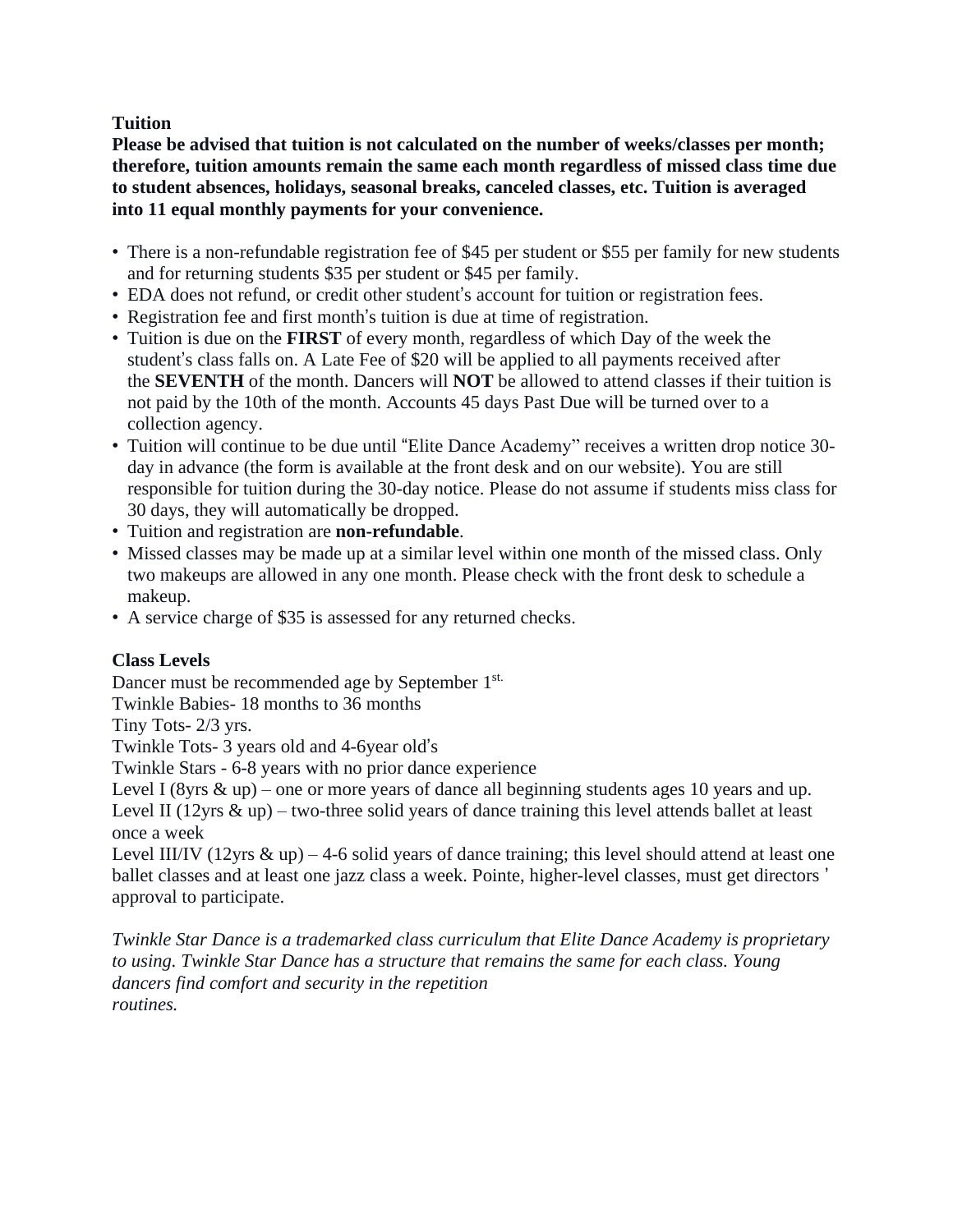**Tuition**

**Please be advised that tuition is not calculated on the number of weeks/classes per month; therefore, tuition amounts remain the same each month regardless of missed class time due to student absences, holidays, seasonal breaks, canceled classes, etc. Tuition is averaged into 11 equal monthly payments for your convenience.**

- There is a non-refundable registration fee of $45 per student or $55 per family for new students and for returning students $35 per student or $45 per family.
- EDA does not refund, or credit other student's account for tuition or registration fees.
- Registration fee and first month's tuition is due at time of registration.
- Tuition is due on the **FIRST** of every month, regardless of which Day of the week the student's class falls on. A Late Fee of $20 will be applied to all payments received after the **SEVENTH** of the month. Dancers will **NOT** be allowed to attend classes if their tuition is not paid by the 10th of the month. Accounts 45 days Past Due will be turned over to a collection agency.
- Tuition will continue to be due until "Elite Dance Academy" receives a written drop notice 30-day in advance (the form is available at the front desk and on our website). You are still responsible for tuition during the 30-day notice. Please do not assume if students miss class for 30 days, they will automatically be dropped.
- Tuition and registration are **non-refundable**.
- Missed classes may be made up at a similar level within one month of the missed class. Only two makeups are allowed in any one month. Please check with the front desk to schedule a makeup.
- A service charge of $35 is assessed for any returned checks.

**Class Levels**

Dancer must be recommended age by September 1st.

Twinkle Babies- 18 months to 36 months

Tiny Tots- 2/3 yrs.

Twinkle Tots- 3 years old and 4-6year old's

Twinkle Stars - 6-8 years with no prior dance experience

Level I (8yrs & up) – one or more years of dance all beginning students ages 10 years and up.

Level II (12yrs & up) – two-three solid years of dance training this level attends ballet at least once a week

Level III/IV (12yrs & up) – 4-6 solid years of dance training; this level should attend at least one ballet classes and at least one jazz class a week. Pointe, higher-level classes, must get directors ' approval to participate.

*Twinkle Star Dance is a trademarked class curriculum that Elite Dance Academy is proprietary to using. Twinkle Star Dance has a structure that remains the same for each class. Young dancers find comfort and security in the repetition routines.*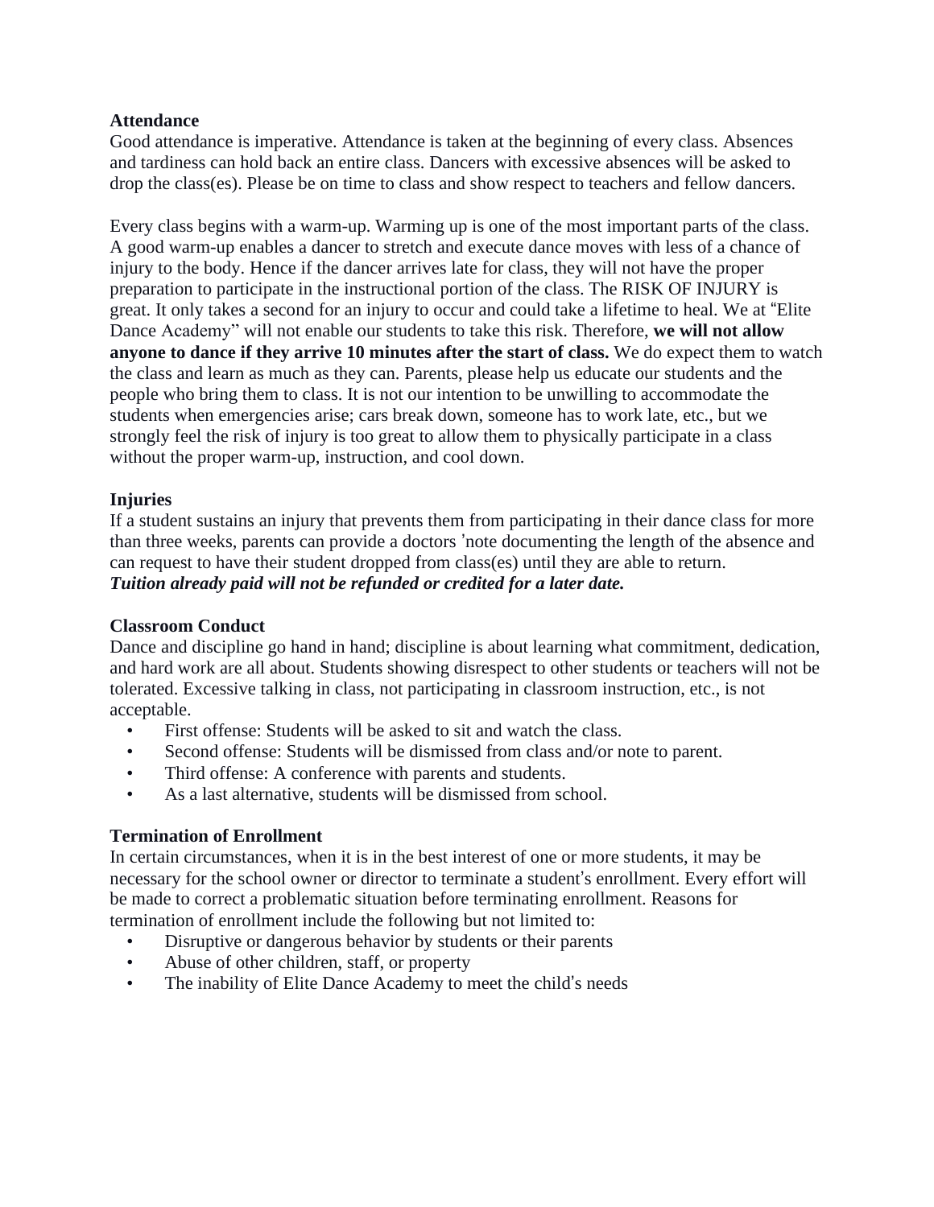**Attendance**

Good attendance is imperative. Attendance is taken at the beginning of every class. Absences and tardiness can hold back an entire class. Dancers with excessive absences will be asked to drop the class(es). Please be on time to class and show respect to teachers and fellow dancers.

Every class begins with a warm-up. Warming up is one of the most important parts of the class. A good warm-up enables a dancer to stretch and execute dance moves with less of a chance of injury to the body. Hence if the dancer arrives late for class, they will not have the proper preparation to participate in the instructional portion of the class. The RISK OF INJURY is great. It only takes a second for an injury to occur and could take a lifetime to heal. We at "Elite Dance Academy" will not enable our students to take this risk. Therefore, **we will not allow anyone to dance if they arrive 10 minutes after the start of class.** We do expect them to watch the class and learn as much as they can. Parents, please help us educate our students and the people who bring them to class. It is not our intention to be unwilling to accommodate the students when emergencies arise; cars break down, someone has to work late, etc., but we strongly feel the risk of injury is too great to allow them to physically participate in a class without the proper warm-up, instruction, and cool down.

**Injuries**

If a student sustains an injury that prevents them from participating in their dance class for more than three weeks, parents can provide a doctors 'note documenting the length of the absence and can request to have their student dropped from class(es) until they are able to return.
***Tuition already paid will not be refunded or credited for a later date.***

**Classroom Conduct**

Dance and discipline go hand in hand; discipline is about learning what commitment, dedication, and hard work are all about. Students showing disrespect to other students or teachers will not be tolerated. Excessive talking in class, not participating in classroom instruction, etc., is not acceptable.

- First offense: Students will be asked to sit and watch the class.
- Second offense: Students will be dismissed from class and/or note to parent.
- Third offense: A conference with parents and students.
- As a last alternative, students will be dismissed from school.

**Termination of Enrollment**

In certain circumstances, when it is in the best interest of one or more students, it may be necessary for the school owner or director to terminate a student's enrollment. Every effort will be made to correct a problematic situation before terminating enrollment. Reasons for termination of enrollment include the following but not limited to:

- Disruptive or dangerous behavior by students or their parents
- Abuse of other children, staff, or property
- The inability of Elite Dance Academy to meet the child's needs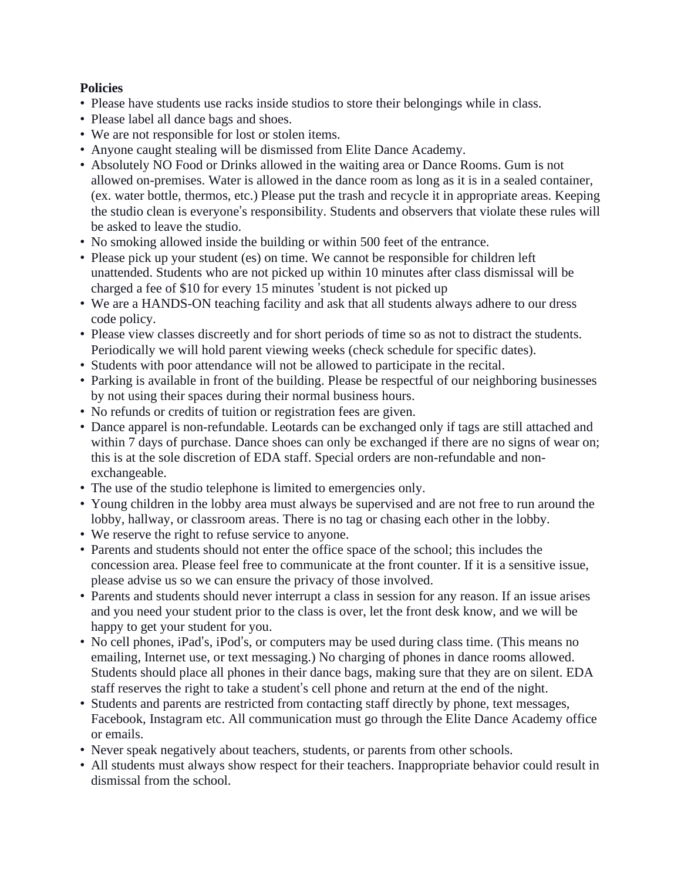**Policies**

- Please have students use racks inside studios to store their belongings while in class.
- Please label all dance bags and shoes.
- We are not responsible for lost or stolen items.
- Anyone caught stealing will be dismissed from Elite Dance Academy.
- Absolutely NO Food or Drinks allowed in the waiting area or Dance Rooms. Gum is not allowed on-premises. Water is allowed in the dance room as long as it is in a sealed container, (ex. water bottle, thermos, etc.) Please put the trash and recycle it in appropriate areas. Keeping the studio clean is everyone's responsibility. Students and observers that violate these rules will be asked to leave the studio.
- No smoking allowed inside the building or within 500 feet of the entrance.
- Please pick up your student (es) on time. We cannot be responsible for children left unattended. Students who are not picked up within 10 minutes after class dismissal will be charged a fee of $10 for every 15 minutes 'student is not picked up
- We are a HANDS-ON teaching facility and ask that all students always adhere to our dress code policy.
- Please view classes discreetly and for short periods of time so as not to distract the students. Periodically we will hold parent viewing weeks (check schedule for specific dates).
- Students with poor attendance will not be allowed to participate in the recital.
- Parking is available in front of the building. Please be respectful of our neighboring businesses by not using their spaces during their normal business hours.
- No refunds or credits of tuition or registration fees are given.
- Dance apparel is non-refundable. Leotards can be exchanged only if tags are still attached and within 7 days of purchase. Dance shoes can only be exchanged if there are no signs of wear on; this is at the sole discretion of EDA staff. Special orders are non-refundable and non-exchangeable.
- The use of the studio telephone is limited to emergencies only.
- Young children in the lobby area must always be supervised and are not free to run around the lobby, hallway, or classroom areas. There is no tag or chasing each other in the lobby.
- We reserve the right to refuse service to anyone.
- Parents and students should not enter the office space of the school; this includes the concession area. Please feel free to communicate at the front counter. If it is a sensitive issue, please advise us so we can ensure the privacy of those involved.
- Parents and students should never interrupt a class in session for any reason. If an issue arises and you need your student prior to the class is over, let the front desk know, and we will be happy to get your student for you.
- No cell phones, iPad's, iPod's, or computers may be used during class time. (This means no emailing, Internet use, or text messaging.) No charging of phones in dance rooms allowed. Students should place all phones in their dance bags, making sure that they are on silent. EDA staff reserves the right to take a student's cell phone and return at the end of the night.
- Students and parents are restricted from contacting staff directly by phone, text messages, Facebook, Instagram etc. All communication must go through the Elite Dance Academy office or emails.
- Never speak negatively about teachers, students, or parents from other schools.
- All students must always show respect for their teachers. Inappropriate behavior could result in dismissal from the school.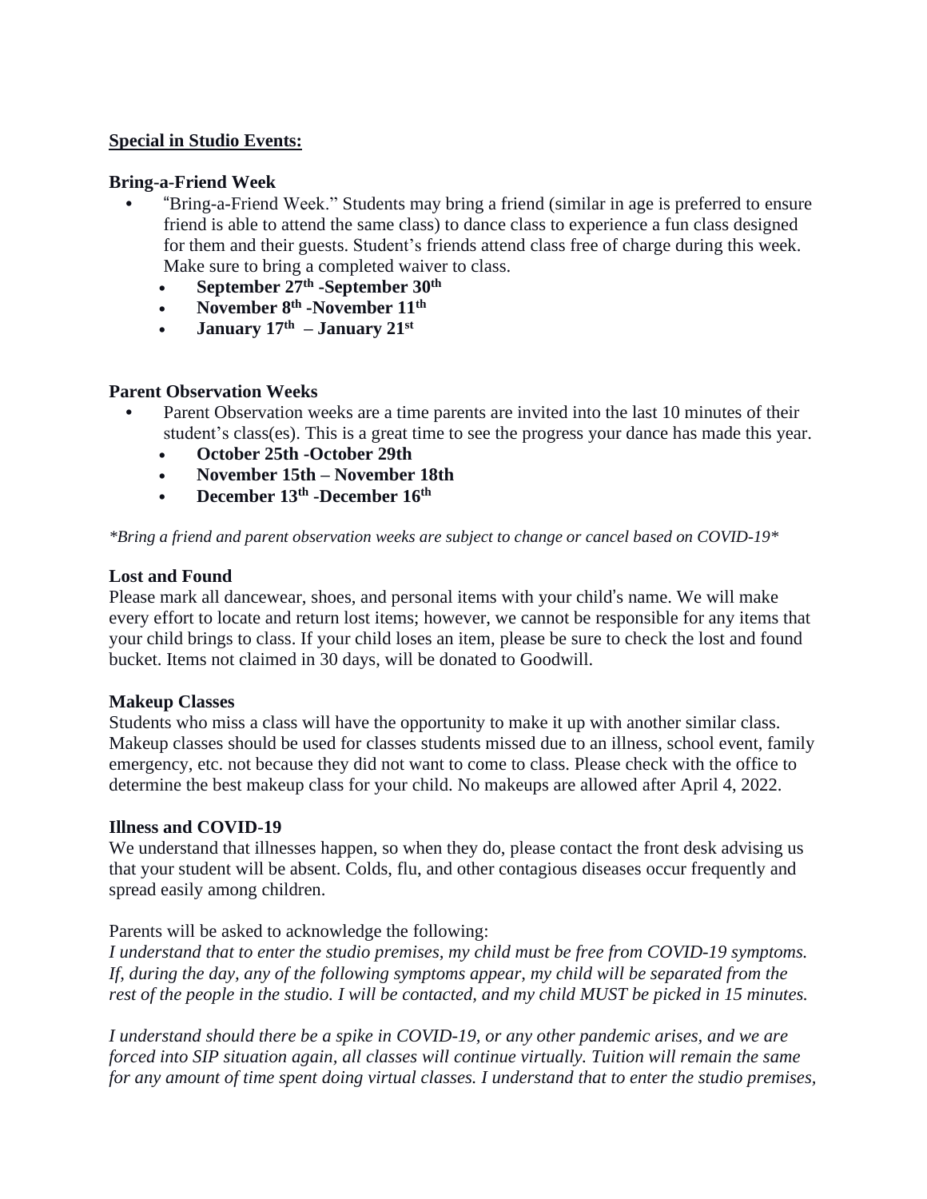**Special in Studio Events:**

**Bring-a-Friend Week**

- "Bring-a-Friend Week." Students may bring a friend (similar in age is preferred to ensure friend is able to attend the same class) to dance class to experience a fun class designed for them and their guests. Student's friends attend class free of charge during this week. Make sure to bring a completed waiver to class.
  - **September 27th -September 30th**
  - **November 8th -November 11th**
  - **January 17th – January 21st**

**Parent Observation Weeks**

- Parent Observation weeks are a time parents are invited into the last 10 minutes of their student's class(es). This is a great time to see the progress your dance has made this year.
  - **October 25th -October 29th**
  - **November 15th – November 18th**
  - **December 13th -December 16th**

*\*Bring a friend and parent observation weeks are subject to change or cancel based on COVID-19\**

**Lost and Found**

Please mark all dancewear, shoes, and personal items with your child's name. We will make every effort to locate and return lost items; however, we cannot be responsible for any items that your child brings to class. If your child loses an item, please be sure to check the lost and found bucket. Items not claimed in 30 days, will be donated to Goodwill.

**Makeup Classes**

Students who miss a class will have the opportunity to make it up with another similar class. Makeup classes should be used for classes students missed due to an illness, school event, family emergency, etc. not because they did not want to come to class. Please check with the office to determine the best makeup class for your child. No makeups are allowed after April 4, 2022.

**Illness and COVID-19**

We understand that illnesses happen, so when they do, please contact the front desk advising us that your student will be absent. Colds, flu, and other contagious diseases occur frequently and spread easily among children.

Parents will be asked to acknowledge the following:

*I understand that to enter the studio premises, my child must be free from COVID-19 symptoms. If, during the day, any of the following symptoms appear, my child will be separated from the rest of the people in the studio. I will be contacted, and my child MUST be picked in 15 minutes.*

*I understand should there be a spike in COVID-19, or any other pandemic arises, and we are forced into SIP situation again, all classes will continue virtually. Tuition will remain the same for any amount of time spent doing virtual classes. I understand that to enter the studio premises,*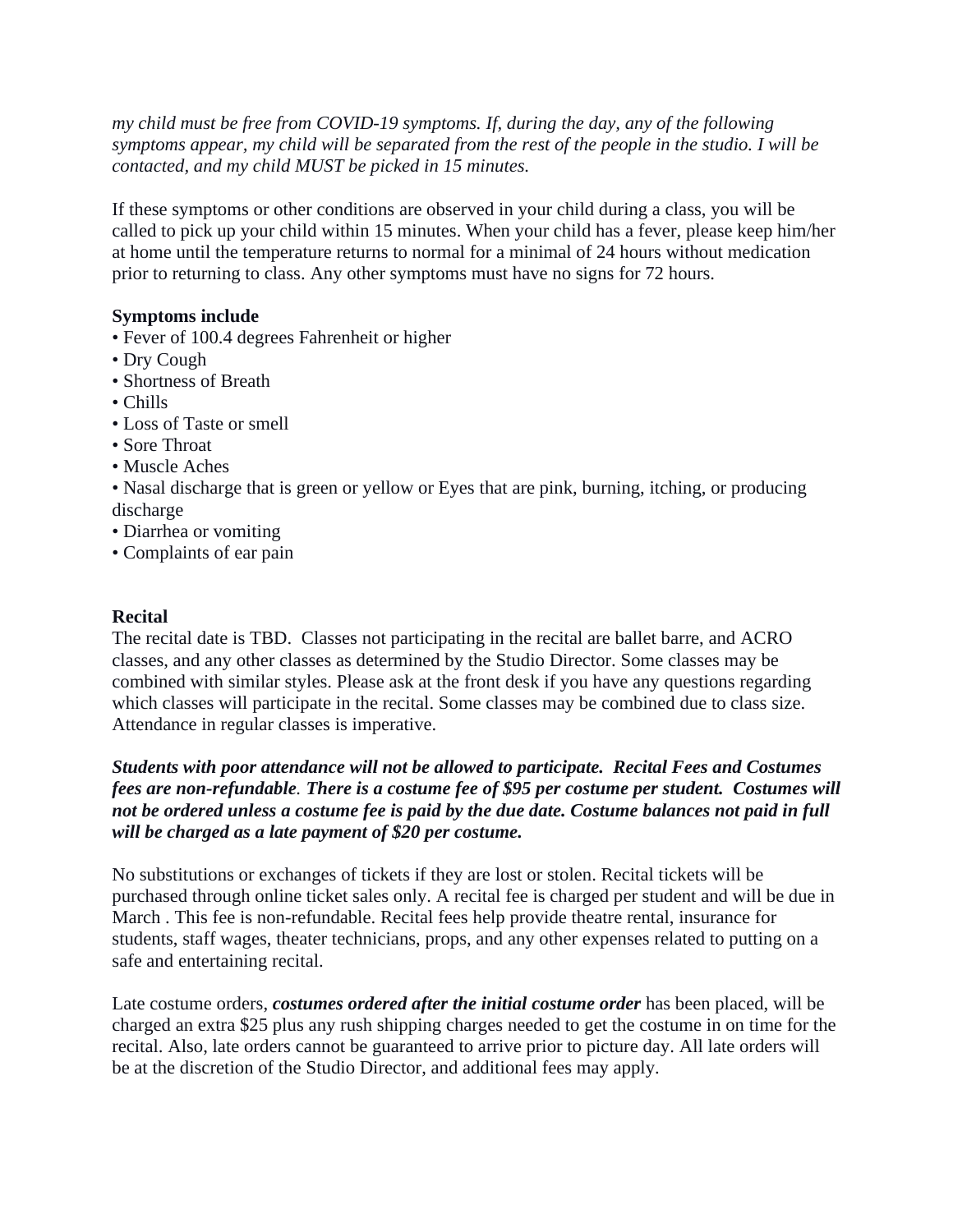*my child must be free from COVID-19 symptoms. If, during the day, any of the following symptoms appear, my child will be separated from the rest of the people in the studio. I will be contacted, and my child MUST be picked in 15 minutes.*

If these symptoms or other conditions are observed in your child during a class, you will be called to pick up your child within 15 minutes. When your child has a fever, please keep him/her at home until the temperature returns to normal for a minimal of 24 hours without medication prior to returning to class. Any other symptoms must have no signs for 72 hours.

**Symptoms include**

- Fever of 100.4 degrees Fahrenheit or higher
- Dry Cough
- Shortness of Breath
- Chills
- Loss of Taste or smell
- Sore Throat
- Muscle Aches
- Nasal discharge that is green or yellow or Eyes that are pink, burning, itching, or producing discharge
- Diarrhea or vomiting
- Complaints of ear pain

**Recital**

The recital date is TBD. Classes not participating in the recital are ballet barre, and ACRO classes, and any other classes as determined by the Studio Director. Some classes may be combined with similar styles. Please ask at the front desk if you have any questions regarding which classes will participate in the recital. Some classes may be combined due to class size. Attendance in regular classes is imperative.

***Students with poor attendance will not be allowed to participate. Recital Fees and Costumes fees are non-refundable. There is a costume fee of $95 per costume per student. Costumes will not be ordered unless a costume fee is paid by the due date. Costume balances not paid in full will be charged as a late payment of $20 per costume.***

No substitutions or exchanges of tickets if they are lost or stolen. Recital tickets will be purchased through online ticket sales only. A recital fee is charged per student and will be due in March . This fee is non-refundable. Recital fees help provide theatre rental, insurance for students, staff wages, theater technicians, props, and any other expenses related to putting on a safe and entertaining recital.

Late costume orders, ***costumes ordered after the initial costume order*** has been placed, will be charged an extra $25 plus any rush shipping charges needed to get the costume in on time for the recital. Also, late orders cannot be guaranteed to arrive prior to picture day. All late orders will be at the discretion of the Studio Director, and additional fees may apply.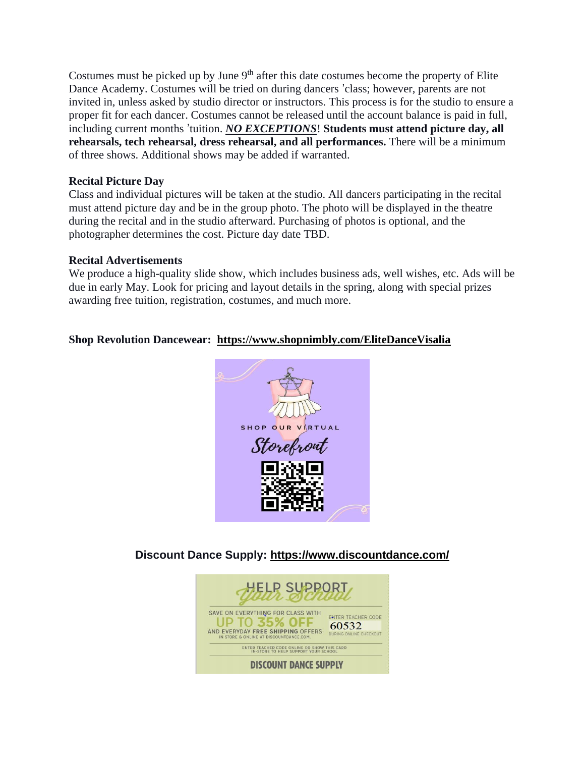Costumes must be picked up by June 9th after this date costumes become the property of Elite Dance Academy. Costumes will be tried on during dancers 'class; however, parents are not invited in, unless asked by studio director or instructors. This process is for the studio to ensure a proper fit for each dancer. Costumes cannot be released until the account balance is paid in full, including current months 'tuition. ***NO EXCEPTIONS***! **Students must attend picture day, all rehearsals, tech rehearsal, dress rehearsal, and all performances.** There will be a minimum of three shows. Additional shows may be added if warranted.

**Recital Picture Day**

Class and individual pictures will be taken at the studio. All dancers participating in the recital must attend picture day and be in the group photo. The photo will be displayed in the theatre during the recital and in the studio afterward. Purchasing of photos is optional, and the photographer determines the cost. Picture day date TBD.

**Recital Advertisements**

We produce a high-quality slide show, which includes business ads, well wishes, etc. Ads will be due in early May. Look for pricing and layout details in the spring, along with special prizes awarding free tuition, registration, costumes, and much more.

**Shop Revolution Dancewear: https://www.shopnimbly.com/EliteDanceVisalia**

SHOP OUR VIRTUAL Storefront

**Discount Dance Supply: https://www.discountdance.com/**

HELP SUPPORT Your School

SAVE ON EVERYTHING FOR CLASS WITH UP TO 35% OFF AND EVERYDAY FREE SHIPPING OFFERS IN STORE & ONLINE AT DISCOUNTDANCE.COM.

ENTER TEACHER CODE 60532 DURING ONLINE CHECKOUT

ENTER TEACHER CODE ONLINE OR SHOW THIS CARD IN-STORE TO HELP SUPPORT YOUR SCHOOL

DISCOUNT DANCE SUPPLY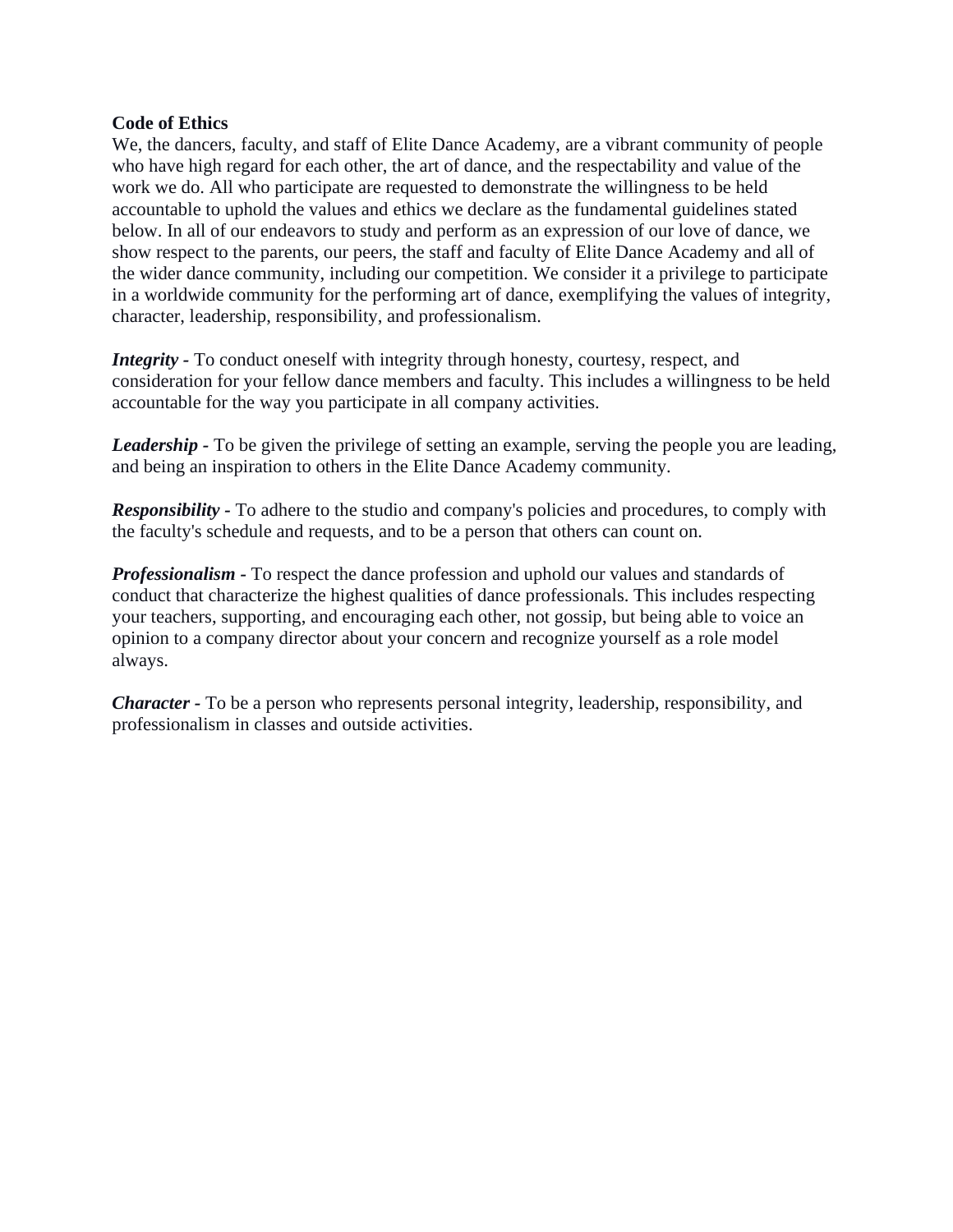**Code of Ethics**

We, the dancers, faculty, and staff of Elite Dance Academy, are a vibrant community of people who have high regard for each other, the art of dance, and the respectability and value of the work we do. All who participate are requested to demonstrate the willingness to be held accountable to uphold the values and ethics we declare as the fundamental guidelines stated below. In all of our endeavors to study and perform as an expression of our love of dance, we show respect to the parents, our peers, the staff and faculty of Elite Dance Academy and all of the wider dance community, including our competition. We consider it a privilege to participate in a worldwide community for the performing art of dance, exemplifying the values of integrity, character, leadership, responsibility, and professionalism.

***Integrity -*** To conduct oneself with integrity through honesty, courtesy, respect, and consideration for your fellow dance members and faculty. This includes a willingness to be held accountable for the way you participate in all company activities.

***Leadership -*** To be given the privilege of setting an example, serving the people you are leading, and being an inspiration to others in the Elite Dance Academy community.

***Responsibility -*** To adhere to the studio and company's policies and procedures, to comply with the faculty's schedule and requests, and to be a person that others can count on.

***Professionalism -*** To respect the dance profession and uphold our values and standards of conduct that characterize the highest qualities of dance professionals. This includes respecting your teachers, supporting, and encouraging each other, not gossip, but being able to voice an opinion to a company director about your concern and recognize yourself as a role model always.

***Character -*** To be a person who represents personal integrity, leadership, responsibility, and professionalism in classes and outside activities.